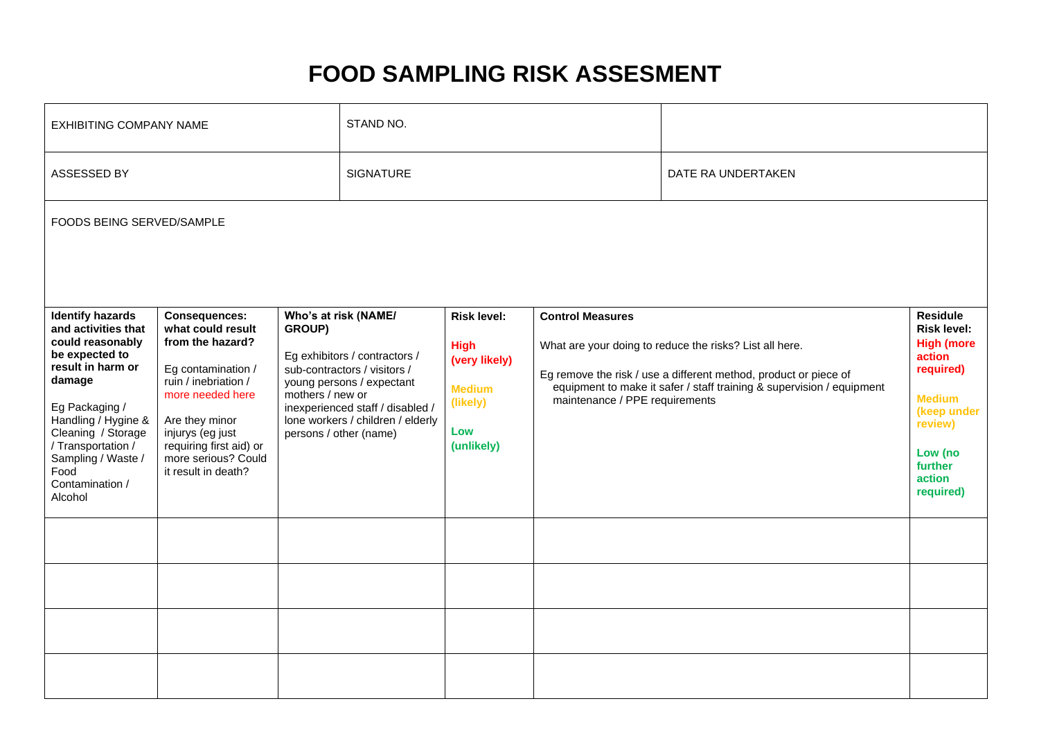# FOOD SAMPLING RISK ASSESMENT

| EXHIBITING COMPANY NAME | STAND NO. | |
|---|---|---|
| ASSESSED BY | SIGNATURE | DATE RA UNDERTAKEN |
| FOODS BEING SERVED/SAMPLE | | |

| **Identify hazards and activities that could reasonably be expected to result in harm or damage**<br><br>Eg Packaging / Handling / Hygine & Cleaning / Storage / Transportation / Sampling / Waste / Food Contamination / Alcohol | **Consequences: what could result from the hazard?**<br><br>Eg contamination / ruin / inebriation / more needed here<br><br>Are they minor injurys (eg just requiring first aid) or more serious? Could it result in death? | **Who's at risk (NAME/ GROUP)**<br><br>Eg exhibitors / contractors / sub-contractors / visitors / young persons / expectant mothers / new or inexperienced staff / disabled / lone workers / children / elderly persons / other (name) | **Risk level:**<br><br>**High (very likely)**<br><br>**Medium (likely)**<br><br>**Low (unlikely)** | **Control Measures**<br><br>What are your doing to reduce the risks? List all here.<br><br>Eg remove the risk / use a different method, product or piece of equipment to make it safer / staff training & supervision / equipment maintenance / PPE requirements | **Residule Risk level:**<br>**High (more action required)**<br><br>**Medium (keep under review)**<br><br>**Low (no further action required)** |
|---|---|---|---|---|---|
| | | | | | |
| | | | | | |
| | | | | | |
| | | | | | |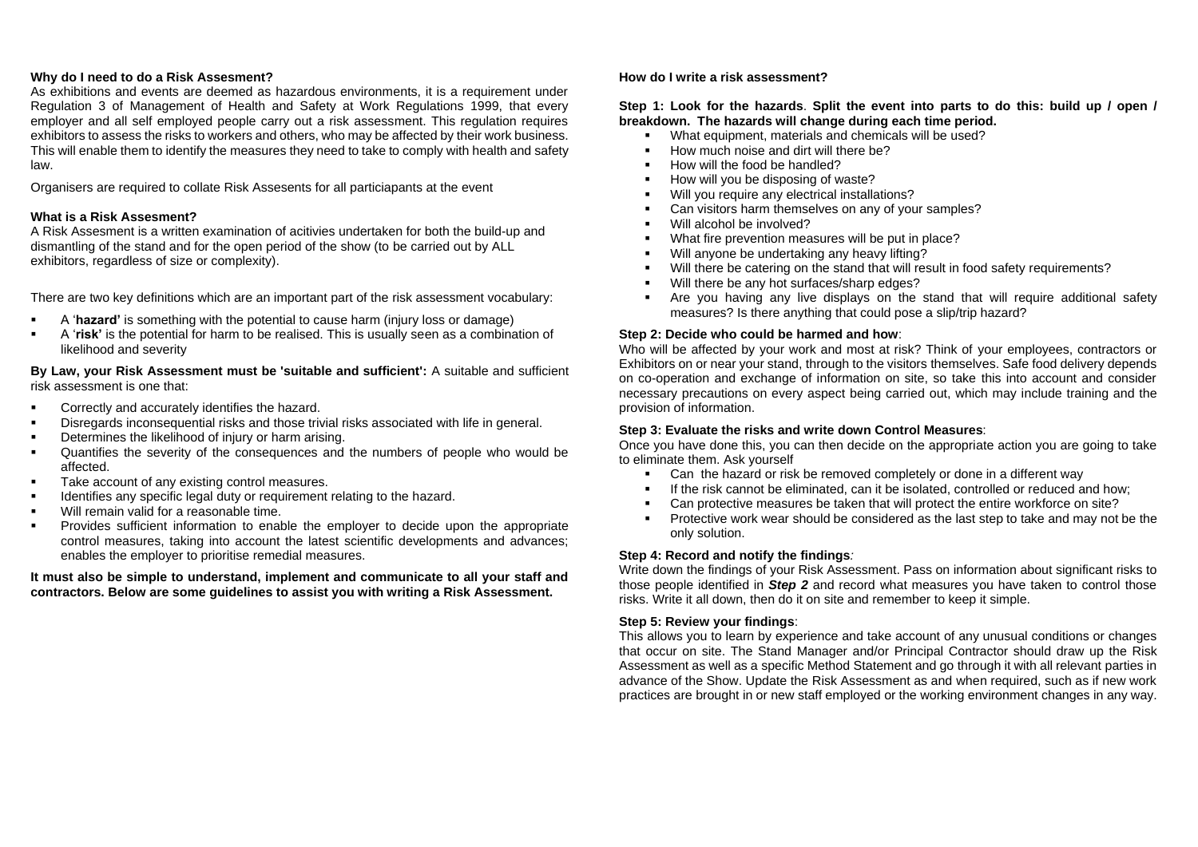**Why do I need to do a Risk Assesment?**

As exhibitions and events are deemed as hazardous environments, it is a requirement under Regulation 3 of Management of Health and Safety at Work Regulations 1999, that every employer and all self employed people carry out a risk assessment. This regulation requires exhibitors to assess the risks to workers and others, who may be affected by their work business. This will enable them to identify the measures they need to take to comply with health and safety law.

Organisers are required to collate Risk Assesents for all particiapants at the event

**What is a Risk Assesment?**

A Risk Assesment is a written examination of acitivies undertaken for both the build-up and dismantling of the stand and for the open period of the show (to be carried out by ALL exhibitors, regardless of size or complexity).

There are two key definitions which are an important part of the risk assessment vocabulary:

- A '**hazard'** is something with the potential to cause harm (injury loss or damage)
- A '**risk'** is the potential for harm to be realised. This is usually seen as a combination of likelihood and severity

**By Law, your Risk Assessment must be 'suitable and sufficient':** A suitable and sufficient risk assessment is one that:

- Correctly and accurately identifies the hazard.
- Disregards inconsequential risks and those trivial risks associated with life in general.
- Determines the likelihood of injury or harm arising.
- Quantifies the severity of the consequences and the numbers of people who would be affected.
- Take account of any existing control measures.
- Identifies any specific legal duty or requirement relating to the hazard.
- Will remain valid for a reasonable time.
- Provides sufficient information to enable the employer to decide upon the appropriate control measures, taking into account the latest scientific developments and advances; enables the employer to prioritise remedial measures.

**It must also be simple to understand, implement and communicate to all your staff and contractors. Below are some guidelines to assist you with writing a Risk Assessment.**

**How do I write a risk assessment?**

**Step 1: Look for the hazards**. **Split the event into parts to do this: build up / open / breakdown. The hazards will change during each time period.**

- What equipment, materials and chemicals will be used?
- How much noise and dirt will there be?
- How will the food be handled?
- How will you be disposing of waste?
- Will you require any electrical installations?
- Can visitors harm themselves on any of your samples?
- Will alcohol be involved?
- What fire prevention measures will be put in place?
- Will anyone be undertaking any heavy lifting?
- Will there be catering on the stand that will result in food safety requirements?
- Will there be any hot surfaces/sharp edges?
- Are you having any live displays on the stand that will require additional safety measures? Is there anything that could pose a slip/trip hazard?

**Step 2: Decide who could be harmed and how**:

Who will be affected by your work and most at risk? Think of your employees, contractors or Exhibitors on or near your stand, through to the visitors themselves. Safe food delivery depends on co-operation and exchange of information on site, so take this into account and consider necessary precautions on every aspect being carried out, which may include training and the provision of information.

**Step 3: Evaluate the risks and write down Control Measures**:

Once you have done this, you can then decide on the appropriate action you are going to take to eliminate them. Ask yourself

- Can the hazard or risk be removed completely or done in a different way
- If the risk cannot be eliminated, can it be isolated, controlled or reduced and how;
- Can protective measures be taken that will protect the entire workforce on site?
- Protective work wear should be considered as the last step to take and may not be the only solution.

**Step 4: Record and notify the findings***:*

Write down the findings of your Risk Assessment. Pass on information about significant risks to those people identified in ***Step 2*** and record what measures you have taken to control those risks. Write it all down, then do it on site and remember to keep it simple.

**Step 5: Review your findings**:

This allows you to learn by experience and take account of any unusual conditions or changes that occur on site. The Stand Manager and/or Principal Contractor should draw up the Risk Assessment as well as a specific Method Statement and go through it with all relevant parties in advance of the Show. Update the Risk Assessment as and when required, such as if new work practices are brought in or new staff employed or the working environment changes in any way.